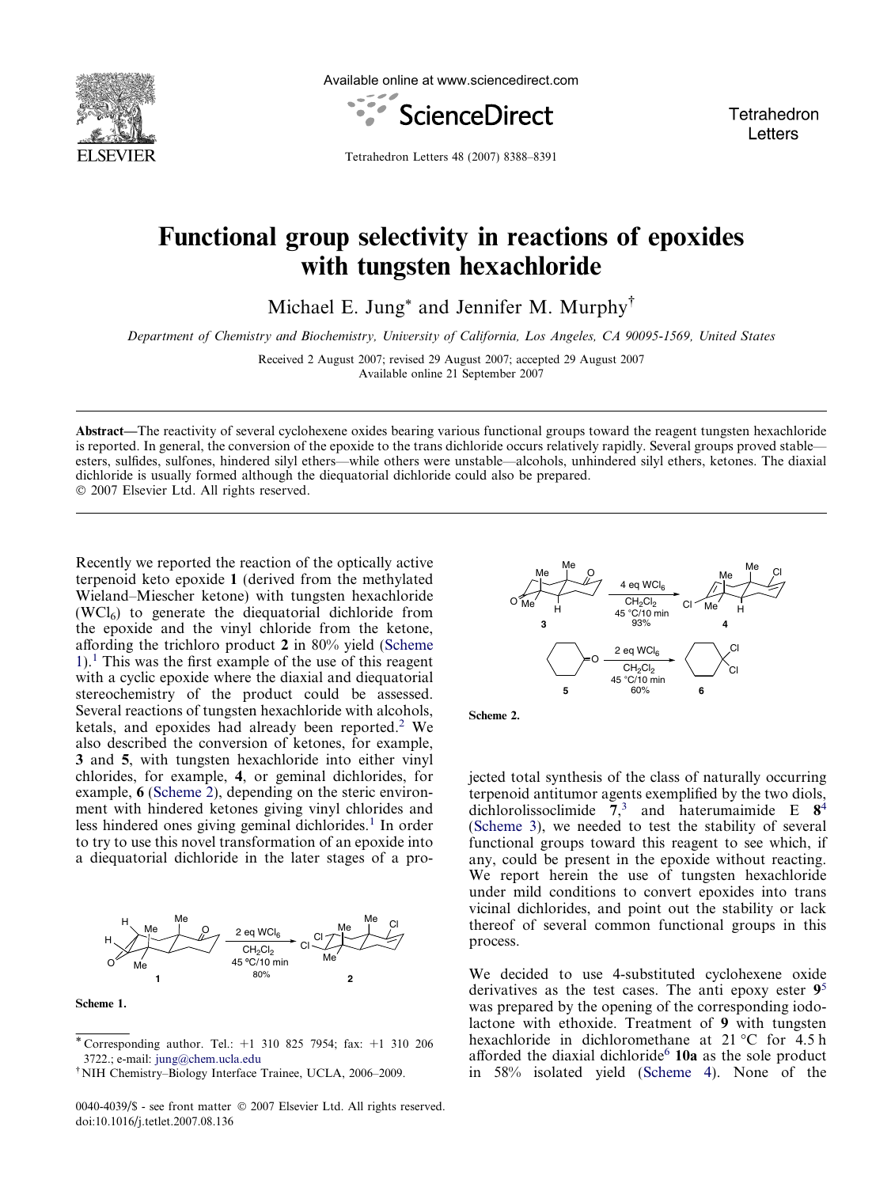Available online at www.sciencedirect.com

# Functional group selectivity in reactions of epoxides with tungsten hexachloride

Michael E. Jung* and Jennifer M. Murphy†

*Department of Chemistry and Biochemistry, University of California, Los Angeles, CA 90095-1569, United States*

Received 2 August 2007; revised 29 August 2007; accepted 29 August 2007
Available online 21 September 2007

**Abstract**—The reactivity of several cyclohexene oxides bearing various functional groups toward the reagent tungsten hexachloride is reported. In general, the conversion of the epoxide to the trans dichloride occurs relatively rapidly. Several groups proved stable—esters, sulfides, sulfones, hindered silyl ethers—while others were unstable—alcohols, unhindered silyl ethers, ketones. The diaxial dichloride is usually formed although the diequatorial dichloride could also be prepared.
© 2007 Elsevier Ltd. All rights reserved.

Recently we reported the reaction of the optically active terpenoid keto epoxide **1** (derived from the methylated Wieland–Miescher ketone) with tungsten hexachloride ($WCl_6$) to generate the diequatorial dichloride from the epoxide and the vinyl chloride from the ketone, affording the trichloro product **2** in 80% yield (Scheme 1).[1] This was the first example of the use of this reagent with a cyclic epoxide where the diaxial and diequatorial stereochemistry of the product could be assessed. Several reactions of tungsten hexachloride with alcohols, ketals, and epoxides had already been reported.[2] We also described the conversion of ketones, for example, **3** and **5**, with tungsten hexachloride into either vinyl chlorides, for example, **4**, or geminal dichlorides, for example, **6** (Scheme 2), depending on the steric environment with hindered ketones giving vinyl chlorides and less hindered ones giving geminal dichlorides.[1] In order to try to use this novel transformation of an epoxide into a diequatorial dichloride in the later stages of a projected total synthesis of the class of naturally occurring terpenoid antitumor agents exemplified by the two diols, dichlorolissoclimide **7**,[3] and haterumaimide E **8**[4] (Scheme 3), we needed to test the stability of several functional groups toward this reagent to see which, if any, could be present in the epoxide without reacting. We report herein the use of tungsten hexachloride under mild conditions to convert epoxides into trans vicinal dichlorides, and point out the stability or lack thereof of several common functional groups in this process.

**1** → **2**: 2 eq $WCl_6$, $CH_2Cl_2$, 45 °C/10 min, 80%

Scheme 1.

**3** → **4**: 4 eq $WCl_6$, $CH_2Cl_2$, 45 °C/10 min, 93%

**5** → **6**: 2 eq $WCl_6$, $CH_2Cl_2$, 45 °C/10 min, 60%

Scheme 2.

We decided to use 4-substituted cyclohexene oxide derivatives as the test cases. The anti epoxy ester **9**[5] was prepared by the opening of the corresponding iodolactone with ethoxide. Treatment of **9** with tungsten hexachloride in dichloromethane at 21 °C for 4.5 h afforded the diaxial dichloride[6] **10a** as the sole product in 58% isolated yield (Scheme 4). None of the

---

* Corresponding author. Tel.: +1 310 825 7954; fax: +1 310 206 3722.; e-mail: jung@chem.ucla.edu

† NIH Chemistry–Biology Interface Trainee, UCLA, 2006–2009.

0040-4039/$ - see front matter © 2007 Elsevier Ltd. All rights reserved.
doi:10.1016/j.tetlet.2007.08.136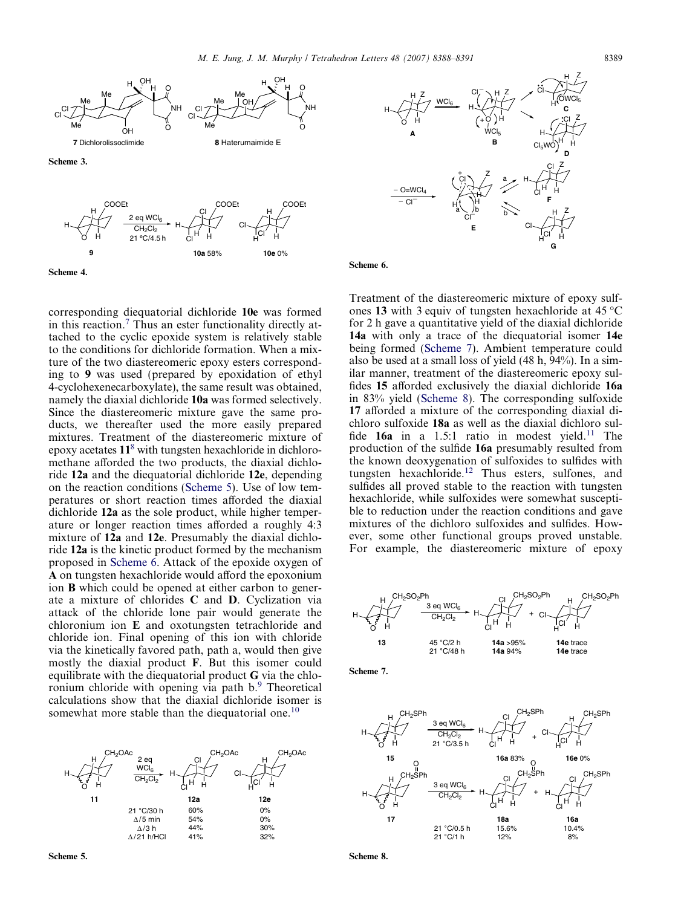Scheme 3.

Scheme 4.

corresponding diequatorial dichloride **10e** was formed in this reaction.[7] Thus an ester functionality directly attached to the cyclic epoxide system is relatively stable to the conditions for dichloride formation. When a mixture of the two diastereomeric epoxy esters corresponding to **9** was used (prepared by epoxidation of ethyl 4-cyclohexenecarboxylate), the same result was obtained, namely the diaxial dichloride **10a** was formed selectively. Since the diastereomeric mixture gave the same products, we thereafter used the more easily prepared mixtures. Treatment of the diastereomeric mixture of epoxy acetates **11**[8] with tungsten hexachloride in dichloromethane afforded the two products, the diaxial dichloride **12a** and the diequatorial dichloride **12e**, depending on the reaction conditions (Scheme 5). Use of low temperatures or short reaction times afforded the diaxial dichloride **12a** as the sole product, while higher temperature or longer reaction times afforded a roughly 4:3 mixture of **12a** and **12e**. Presumably the diaxial dichloride **12a** is the kinetic product formed by the mechanism proposed in Scheme 6. Attack of the epoxide oxygen of **A** on tungsten hexachloride would afford the epoxonium ion **B** which could be opened at either carbon to generate a mixture of chlorides **C** and **D**. Cyclization via attack of the chloride lone pair would generate the chloronium ion **E** and oxotungsten tetrachloride and chloride ion. Final opening of this ion with chloride via the kinetically favored path, path a, would then give mostly the diaxial product **F**. But this isomer could equilibrate with the diequatorial product **G** via the chloronium chloride with opening via path b.[9] Theoretical calculations show that the diaxial dichloride isomer is somewhat more stable than the diequatorial one.[10]

| Conditions | **12a** | **12e** |
|---|---|---|
| 21 °C/30 h | 60% | 0% |
| Δ/5 min | 54% | 0% |
| Δ/3 h | 44% | 30% |
| Δ/21 h/HCl | 41% | 32% |

Scheme 5.

Scheme 6.

Treatment of the diastereomeric mixture of epoxy sulfones **13** with 3 equiv of tungsten hexachloride at 45 °C for 2 h gave a quantitative yield of the diaxial dichloride **14a** with only a trace of the diequatorial isomer **14e** being formed (Scheme 7). Ambient temperature could also be used at a small loss of yield (48 h, 94%). In a similar manner, treatment of the diastereomeric epoxy sulfides **15** afforded exclusively the diaxial dichloride **16a** in 83% yield (Scheme 8). The corresponding sulfoxide **17** afforded a mixture of the corresponding diaxial dichloro sulfoxide **18a** as well as the diaxial dichloro sulfide **16a** in a 1.5:1 ratio in modest yield.[11] The production of the sulfide **16a** presumably resulted from the known deoxygenation of sulfoxides to sulfides with tungsten hexachloride.[12] Thus esters, sulfones, and sulfides all proved stable to the reaction with tungsten hexachloride, while sulfoxides were somewhat susceptible to reduction under the reaction conditions and gave mixtures of the dichloro sulfoxides and sulfides. However, some other functional groups proved unstable. For example, the diastereomeric mixture of epoxy

| Conditions | **14a** | **14e** |
|---|---|---|
| 45 °C/2 h | >95% | trace |
| 21 °C/48 h | 94% | trace |

Scheme 7.

| Substrate | Conditions | Products |
|---|---|---|
| **15** | 3 eq $WCl_6$, $CH_2Cl_2$, 21 °C/3.5 h | **16a** 83%, **16e** 0% |
| **17** | 3 eq $WCl_6$, $CH_2Cl_2$, 21 °C/0.5 h | **18a** 15.6%, **16a** 10.4% |
| **17** | 3 eq $WCl_6$, $CH_2Cl_2$, 21 °C/1 h | **18a** 12%, **16a** 8% |

Scheme 8.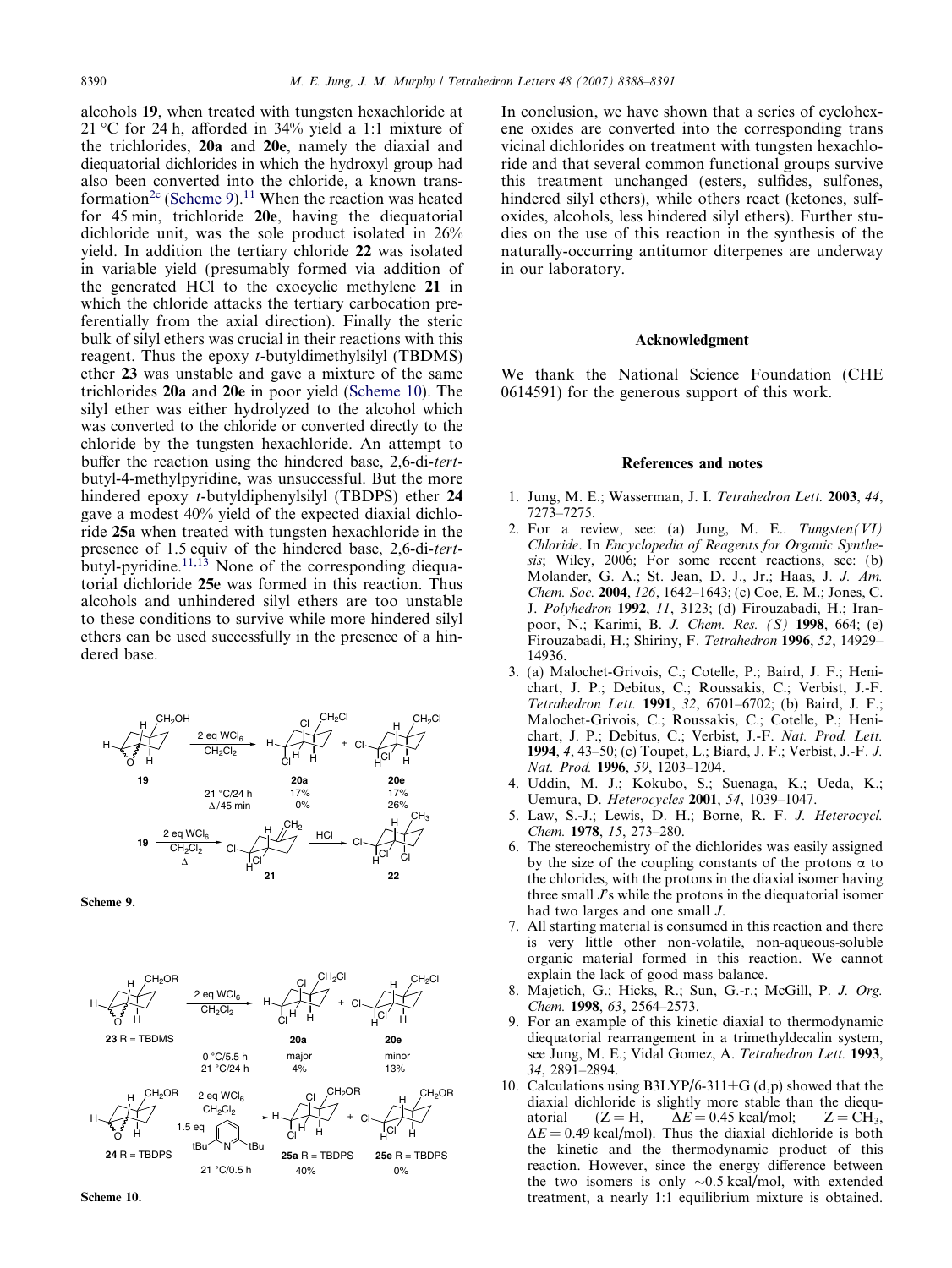alcohols **19**, when treated with tungsten hexachloride at 21 °C for 24 h, afforded in 34% yield a 1:1 mixture of the trichlorides, **20a** and **20e**, namely the diaxial and diequatorial dichlorides in which the hydroxyl group had also been converted into the chloride, a known transformation[2c] (Scheme 9).[11] When the reaction was heated for 45 min, trichloride **20e**, having the diequatorial dichloride unit, was the sole product isolated in 26% yield. In addition the tertiary chloride **22** was isolated in variable yield (presumably formed via addition of the generated HCl to the exocyclic methylene **21** in which the chloride attacks the tertiary carbocation preferentially from the axial direction). Finally the steric bulk of silyl ethers was crucial in their reactions with this reagent. Thus the epoxy *t*-butyldimethylsilyl (TBDMS) ether **23** was unstable and gave a mixture of the same trichlorides **20a** and **20e** in poor yield (Scheme 10). The silyl ether was either hydrolyzed to the alcohol which was converted to the chloride or converted directly to the chloride by the tungsten hexachloride. An attempt to buffer the reaction using the hindered base, 2,6-di-*tert*-butyl-4-methylpyridine, was unsuccessful. But the more hindered epoxy *t*-butyldiphenylsilyl (TBDPS) ether **24** gave a modest 40% yield of the expected diaxial dichloride **25a** when treated with tungsten hexachloride in the presence of 1.5 equiv of the hindered base, 2,6-di-*tert*-butyl-pyridine.[11,13] None of the corresponding diequatorial dichloride **25e** was formed in this reaction. Thus alcohols and unhindered silyl ethers are too unstable to these conditions to survive while more hindered silyl ethers can be used successfully in the presence of a hindered base.

Scheme 9.

Scheme 10.

In conclusion, we have shown that a series of cyclohexene oxides are converted into the corresponding trans vicinal dichlorides on treatment with tungsten hexachloride and that several common functional groups survive this treatment unchanged (esters, sulfides, sulfones, hindered silyl ethers), while others react (ketones, sulfoxides, alcohols, less hindered silyl ethers). Further studies on the use of this reaction in the synthesis of the naturally-occurring antitumor diterpenes are underway in our laboratory.

## Acknowledgment

We thank the National Science Foundation (CHE 0614591) for the generous support of this work.

## References and notes

1. Jung, M. E.; Wasserman, J. I. *Tetrahedron Lett.* **2003**, *44*, 7273–7275.
2. For a review, see: (a) Jung, M. E.. *Tungsten(VI) Chloride*. In *Encyclopedia of Reagents for Organic Synthesis*; Wiley, 2006; For some recent reactions, see: (b) Molander, G. A.; St. Jean, D. J., Jr.; Haas, J. *J. Am. Chem. Soc.* **2004**, *126*, 1642–1643; (c) Coe, E. M.; Jones, C. J. *Polyhedron* **1992**, *11*, 3123; (d) Firouzabadi, H.; Iranpoor, N.; Karimi, B. *J. Chem. Res. (S)* **1998**, 664; (e) Firouzabadi, H.; Shiriny, F. *Tetrahedron* **1996**, *52*, 14929–14936.
3. (a) Malochet-Grivois, C.; Cotelle, P.; Baird, J. F.; Henichart, J. P.; Debitus, C.; Roussakis, C.; Verbist, J.-F. *Tetrahedron Lett.* **1991**, *32*, 6701–6702; (b) Baird, J. F.; Malochet-Grivois, C.; Roussakis, C.; Cotelle, P.; Henichart, J. P.; Debitus, C.; Verbist, J.-F. *Nat. Prod. Lett.* **1994**, *4*, 43–50; (c) Toupet, L.; Biard, J. F.; Verbist, J.-F. *J. Nat. Prod.* **1996**, *59*, 1203–1204.
4. Uddin, M. J.; Kokubo, S.; Suenaga, K.; Ueda, K.; Uemura, D. *Heterocycles* **2001**, *54*, 1039–1047.
5. Law, S.-J.; Lewis, D. H.; Borne, R. F. *J. Heterocycl. Chem.* **1978**, *15*, 273–280.
6. The stereochemistry of the dichlorides was easily assigned by the size of the coupling constants of the protons α to the chlorides, with the protons in the diaxial isomer having three small *J*'s while the protons in the diequatorial isomer had two larges and one small *J*.
7. All starting material is consumed in this reaction and there is very little other non-volatile, non-aqueous-soluble organic material formed in this reaction. We cannot explain the lack of good mass balance.
8. Majetich, G.; Hicks, R.; Sun, G.-r.; McGill, P. *J. Org. Chem.* **1998**, *63*, 2564–2573.
9. For an example of this kinetic diaxial to thermodynamic diequatorial rearrangement in a trimethyldecalin system, see Jung, M. E.; Vidal Gomez, A. *Tetrahedron Lett.* **1993**, *34*, 2891–2894.
10. Calculations using B3LYP/6-311+G (d,p) showed that the diaxial dichloride is slightly more stable than the diequatorial (Z = H, $\Delta E = 0.45$ kcal/mol; Z = $CH_3$, $\Delta E = 0.49$ kcal/mol). Thus the diaxial dichloride is both the kinetic and the thermodynamic product of this reaction. However, since the energy difference between the two isomers is only ~0.5 kcal/mol, with extended treatment, a nearly 1:1 equilibrium mixture is obtained.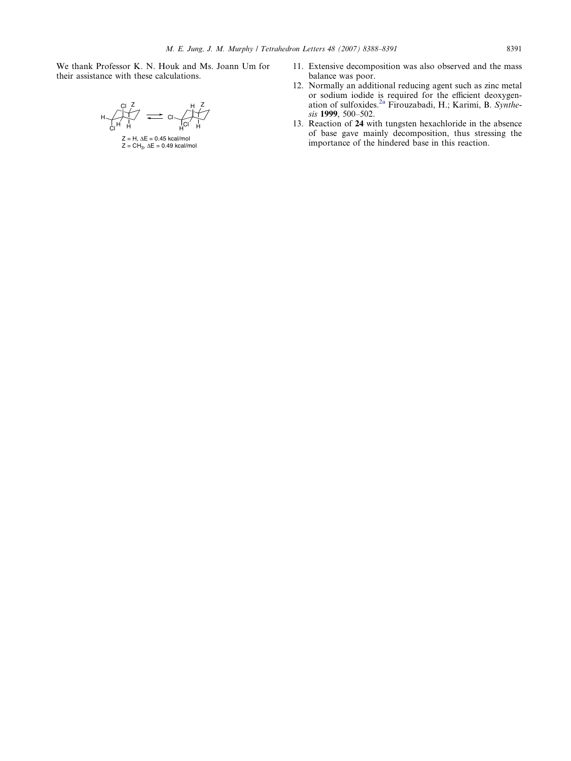We thank Professor K. N. Houk and Ms. Joann Um for their assistance with these calculations.

$Z = H$, $\Delta E = 0.45$ kcal/mol
$Z = CH_3$, $\Delta E = 0.49$ kcal/mol

11. Extensive decomposition was also observed and the mass balance was poor.
12. Normally an additional reducing agent such as zinc metal or sodium iodide is required for the efficient deoxygenation of sulfoxides.[2a] Firouzabadi, H.; Karimi, B. *Synthesis* **1999**, 500–502.
13. Reaction of **24** with tungsten hexachloride in the absence of base gave mainly decomposition, thus stressing the importance of the hindered base in this reaction.